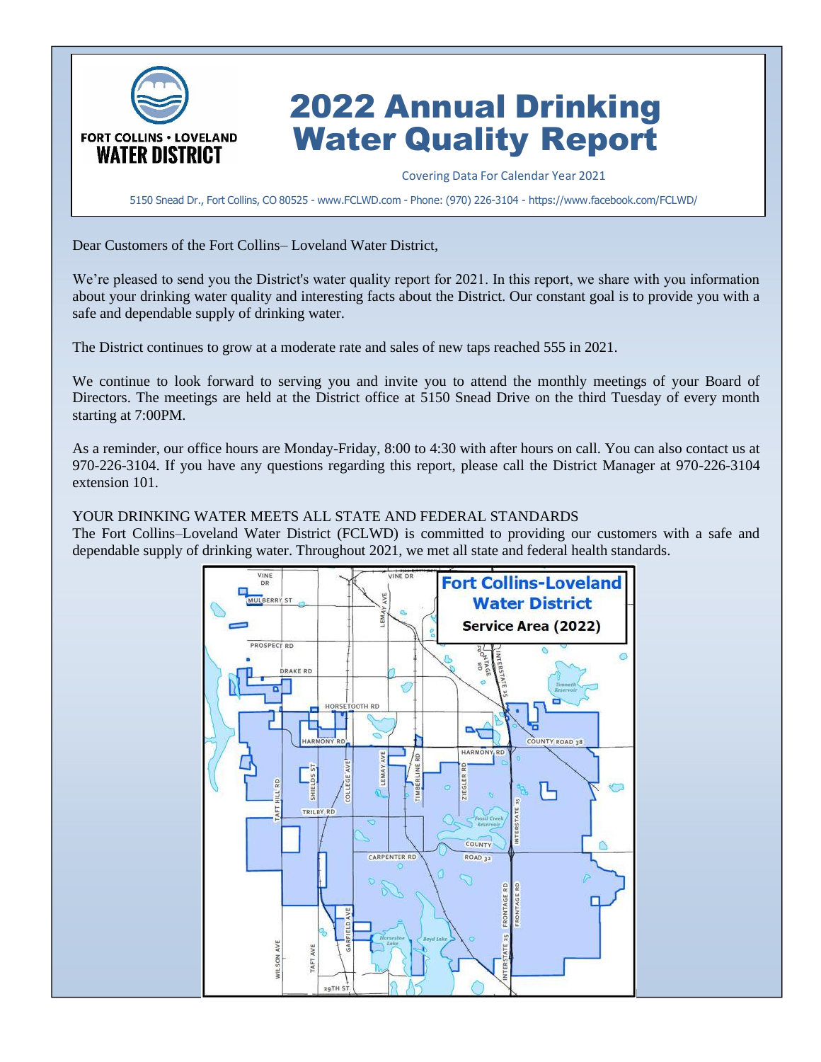FORT COLLINS • LOVELAND WATER DISTRICT

# 2022 Annual Drinking Water Quality Report

Covering Data For Calendar Year 2021

5150 Snead Dr., Fort Collins, CO 80525 - www.FCLWD.com - Phone: (970) 226-3104 - https://www.facebook.com/FCLWD/

Dear Customers of the Fort Collins– Loveland Water District,

We're pleased to send you the District's water quality report for 2021. In this report, we share with you information about your drinking water quality and interesting facts about the District. Our constant goal is to provide you with a safe and dependable supply of drinking water.

The District continues to grow at a moderate rate and sales of new taps reached 555 in 2021.

We continue to look forward to serving you and invite you to attend the monthly meetings of your Board of Directors. The meetings are held at the District office at 5150 Snead Drive on the third Tuesday of every month starting at 7:00PM.

As a reminder, our office hours are Monday-Friday, 8:00 to 4:30 with after hours on call. You can also contact us at 970-226-3104. If you have any questions regarding this report, please call the District Manager at 970-226-3104 extension 101.

YOUR DRINKING WATER MEETS ALL STATE AND FEDERAL STANDARDS

The Fort Collins–Loveland Water District (FCLWD) is committed to providing our customers with a safe and dependable supply of drinking water. Throughout 2021, we met all state and federal health standards.

Fort Collins-Loveland Water District Service Area (2022)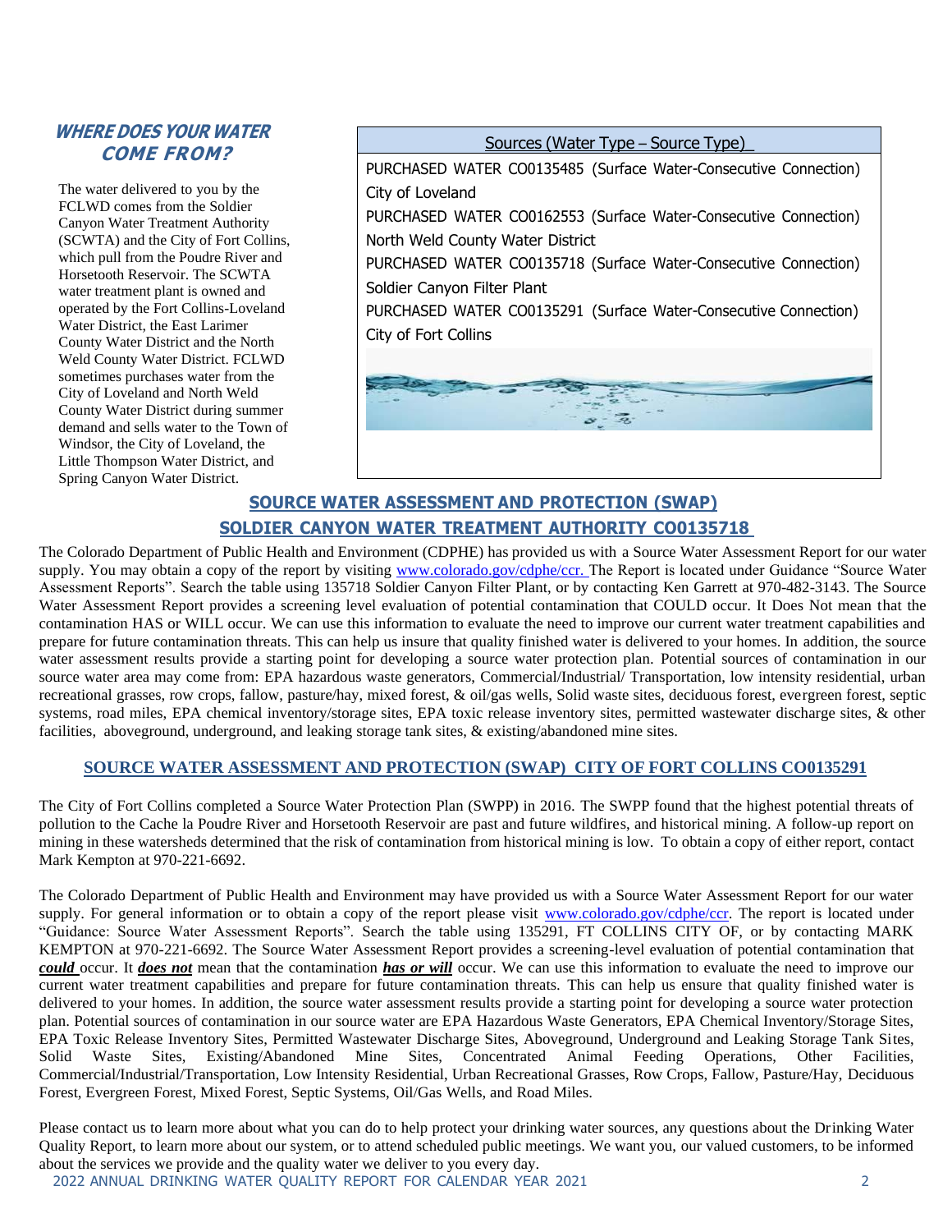## WHERE DOES YOUR WATER COME FROM?

The water delivered to you by the FCLWD comes from the Soldier Canyon Water Treatment Authority (SCWTA) and the City of Fort Collins, which pull from the Poudre River and Horsetooth Reservoir. The SCWTA water treatment plant is owned and operated by the Fort Collins-Loveland Water District, the East Larimer County Water District and the North Weld County Water District. FCLWD sometimes purchases water from the City of Loveland and North Weld County Water District during summer demand and sells water to the Town of Windsor, the City of Loveland, the Little Thompson Water District, and Spring Canyon Water District.

| Sources (Water Type – Source Type) |
|---|
| PURCHASED WATER CO0135485 (Surface Water-Consecutive Connection) City of Loveland |
| PURCHASED WATER CO0162553 (Surface Water-Consecutive Connection) North Weld County Water District |
| PURCHASED WATER CO0135718 (Surface Water-Consecutive Connection) Soldier Canyon Filter Plant |
| PURCHASED WATER CO0135291 (Surface Water-Consecutive Connection) City of Fort Collins |

## SOURCE WATER ASSESSMENT AND PROTECTION (SWAP) SOLDIER CANYON WATER TREATMENT AUTHORITY CO0135718

The Colorado Department of Public Health and Environment (CDPHE) has provided us with a Source Water Assessment Report for our water supply. You may obtain a copy of the report by visiting www.colorado.gov/cdphe/ccr. The Report is located under Guidance "Source Water Assessment Reports". Search the table using 135718 Soldier Canyon Filter Plant, or by contacting Ken Garrett at 970-482-3143. The Source Water Assessment Report provides a screening level evaluation of potential contamination that COULD occur. It Does Not mean that the contamination HAS or WILL occur. We can use this information to evaluate the need to improve our current water treatment capabilities and prepare for future contamination threats. This can help us insure that quality finished water is delivered to your homes. In addition, the source water assessment results provide a starting point for developing a source water protection plan. Potential sources of contamination in our source water area may come from: EPA hazardous waste generators, Commercial/Industrial/ Transportation, low intensity residential, urban recreational grasses, row crops, fallow, pasture/hay, mixed forest, & oil/gas wells, Solid waste sites, deciduous forest, evergreen forest, septic systems, road miles, EPA chemical inventory/storage sites, EPA toxic release inventory sites, permitted wastewater discharge sites, & other facilities, aboveground, underground, and leaking storage tank sites, & existing/abandoned mine sites.

## SOURCE WATER ASSESSMENT AND PROTECTION (SWAP) CITY OF FORT COLLINS CO0135291

The City of Fort Collins completed a Source Water Protection Plan (SWPP) in 2016. The SWPP found that the highest potential threats of pollution to the Cache la Poudre River and Horsetooth Reservoir are past and future wildfires, and historical mining. A follow-up report on mining in these watersheds determined that the risk of contamination from historical mining is low. To obtain a copy of either report, contact Mark Kempton at 970-221-6692.

The Colorado Department of Public Health and Environment may have provided us with a Source Water Assessment Report for our water supply. For general information or to obtain a copy of the report please visit www.colorado.gov/cdphe/ccr. The report is located under "Guidance: Source Water Assessment Reports". Search the table using 135291, FT COLLINS CITY OF, or by contacting MARK KEMPTON at 970-221-6692. The Source Water Assessment Report provides a screening-level evaluation of potential contamination that ***could*** occur. It ***does not*** mean that the contamination ***has or will*** occur. We can use this information to evaluate the need to improve our current water treatment capabilities and prepare for future contamination threats. This can help us ensure that quality finished water is delivered to your homes. In addition, the source water assessment results provide a starting point for developing a source water protection plan. Potential sources of contamination in our source water are EPA Hazardous Waste Generators, EPA Chemical Inventory/Storage Sites, EPA Toxic Release Inventory Sites, Permitted Wastewater Discharge Sites, Aboveground, Underground and Leaking Storage Tank Sites, Solid Waste Sites, Existing/Abandoned Mine Sites, Concentrated Animal Feeding Operations, Other Facilities, Commercial/Industrial/Transportation, Low Intensity Residential, Urban Recreational Grasses, Row Crops, Fallow, Pasture/Hay, Deciduous Forest, Evergreen Forest, Mixed Forest, Septic Systems, Oil/Gas Wells, and Road Miles.

Please contact us to learn more about what you can do to help protect your drinking water sources, any questions about the Drinking Water Quality Report, to learn more about our system, or to attend scheduled public meetings. We want you, our valued customers, to be informed about the services we provide and the quality water we deliver to you every day.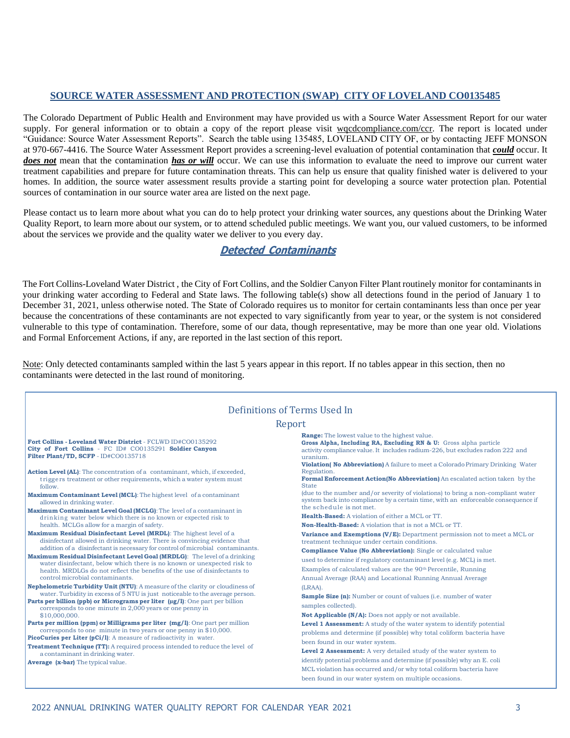## SOURCE WATER ASSESSMENT AND PROTECTION (SWAP) CITY OF LOVELAND CO0135485

The Colorado Department of Public Health and Environment may have provided us with a Source Water Assessment Report for our water supply. For general information or to obtain a copy of the report please visit wqcdcompliance.com/ccr. The report is located under "Guidance: Source Water Assessment Reports". Search the table using 135485, LOVELAND CITY OF, or by contacting JEFF MONSON at 970-667-4416. The Source Water Assessment Report provides a screening-level evaluation of potential contamination that ***could*** occur. It ***does not*** mean that the contamination ***has or will*** occur. We can use this information to evaluate the need to improve our current water treatment capabilities and prepare for future contamination threats. This can help us ensure that quality finished water is delivered to your homes. In addition, the source water assessment results provide a starting point for developing a source water protection plan. Potential sources of contamination in our source water area are listed on the next page.

Please contact us to learn more about what you can do to help protect your drinking water sources, any questions about the Drinking Water Quality Report, to learn more about our system, or to attend scheduled public meetings. We want you, our valued customers, to be informed about the services we provide and the quality water we deliver to you every day.

## Detected Contaminants

The Fort Collins-Loveland Water District , the City of Fort Collins, and the Soldier Canyon Filter Plant routinely monitor for contaminants in your drinking water according to Federal and State laws. The following table(s) show all detections found in the period of January 1 to December 31, 2021, unless otherwise noted. The State of Colorado requires us to monitor for certain contaminants less than once per year because the concentrations of these contaminants are not expected to vary significantly from year to year, or the system is not considered vulnerable to this type of contamination. Therefore, some of our data, though representative, may be more than one year old. Violations and Formal Enforcement Actions, if any, are reported in the last section of this report.

Note: Only detected contaminants sampled within the last 5 years appear in this report. If no tables appear in this section, then no contaminants were detected in the last round of monitoring.

### Definitions of Terms Used In Report

**Fort Collins - Loveland Water District** - FCLWD ID#CO0135292
**City of Fort Collins** - FC ID# CO0135291 **Soldier Canyon Filter Plant/TD, SCFP** - ID#CO0135718

**Action Level (AL)**: The concentration of a contaminant, which, if exceeded, triggers treatment or other requirements, which a water system must follow.

**Maximum Contaminant Level (MCL)**: The highest level of a contaminant allowed in drinking water.

**Maximum Contaminant Level Goal (MCLG)**: The level of a contaminant in drinking water below which there is no known or expected risk to health. MCLGs allow for a margin of safety.

**Maximum Residual Disinfectant Level (MRDL)**: The highest level of a disinfectant allowed in drinking water. There is convincing evidence that addition of a disinfectant is necessary for control of microbial contaminants.

**Maximum Residual Disinfectant Level Goal (MRDLG)**: The level of a drinking water disinfectant, below which there is no known or unexpected risk to health. MRDLGs do not reflect the benefits of the use of disinfectants to control microbial contaminants.

**Nephelometric Turbidity Unit (NTU)**: A measure of the clarity or cloudiness of water. Turbidity in excess of 5 NTU is just noticeable to the average person.

**Parts per billion (ppb) or Micrograms per liter (µg/l)**: One part per billion corresponds to one minute in 2,000 years or one penny in $10,000,000.

**Parts per million (ppm) or Milligrams per liter (mg/l)**: One part per million corresponds to one minute in two years or one penny in $10,000.

**PicoCuries per Liter (pCi/l)**: A measure of radioactivity in water.

**Treatment Technique (TT):** A required process intended to reduce the level of a contaminant in drinking water.

**Average (x-bar)** The typical value.

**Range:** The lowest value to the highest value.

**Gross Alpha, Including RA, Excluding RN & U:** Gross alpha particle activity compliance value. It includes radium-226, but excludes radon 222 and uranium.

**Violation( No Abbreviation)** A failure to meet a Colorado Primary Drinking Water Regulation.

**Formal Enforcement Action(No Abbreviation)** An escalated action taken by the State (due to the number and/or severity of violations) to bring a non-compliant water system back into compliance by a certain time, with an enforceable consequence if the schedule is not met.

**Health-Based:** A violation of either a MCL or TT.

**Non-Health-Based:** A violation that is not a MCL or TT.

**Variance and Exemptions (V/E):** Department permission not to meet a MCL or treatment technique under certain conditions.

**Compliance Value (No Abbreviation):** Single or calculated value used to determine if regulatory contaminant level (e.g. MCL) is met. Examples of calculated values are the 90th Percentile, Running Annual Average (RAA) and Locational Running Annual Average (LRAA).

**Sample Size (n):** Number or count of values (i.e. number of water samples collected).

**Not Applicable (N/A):** Does not apply or not available.

**Level 1 Assessment:** A study of the water system to identify potential problems and determine (if possible) why total coliform bacteria have been found in our water system.

**Level 2 Assessment:** A very detailed study of the water system to identify potential problems and determine (if possible) why an E. coli MCL violation has occurred and/or why total coliform bacteria have been found in our water system on multiple occasions.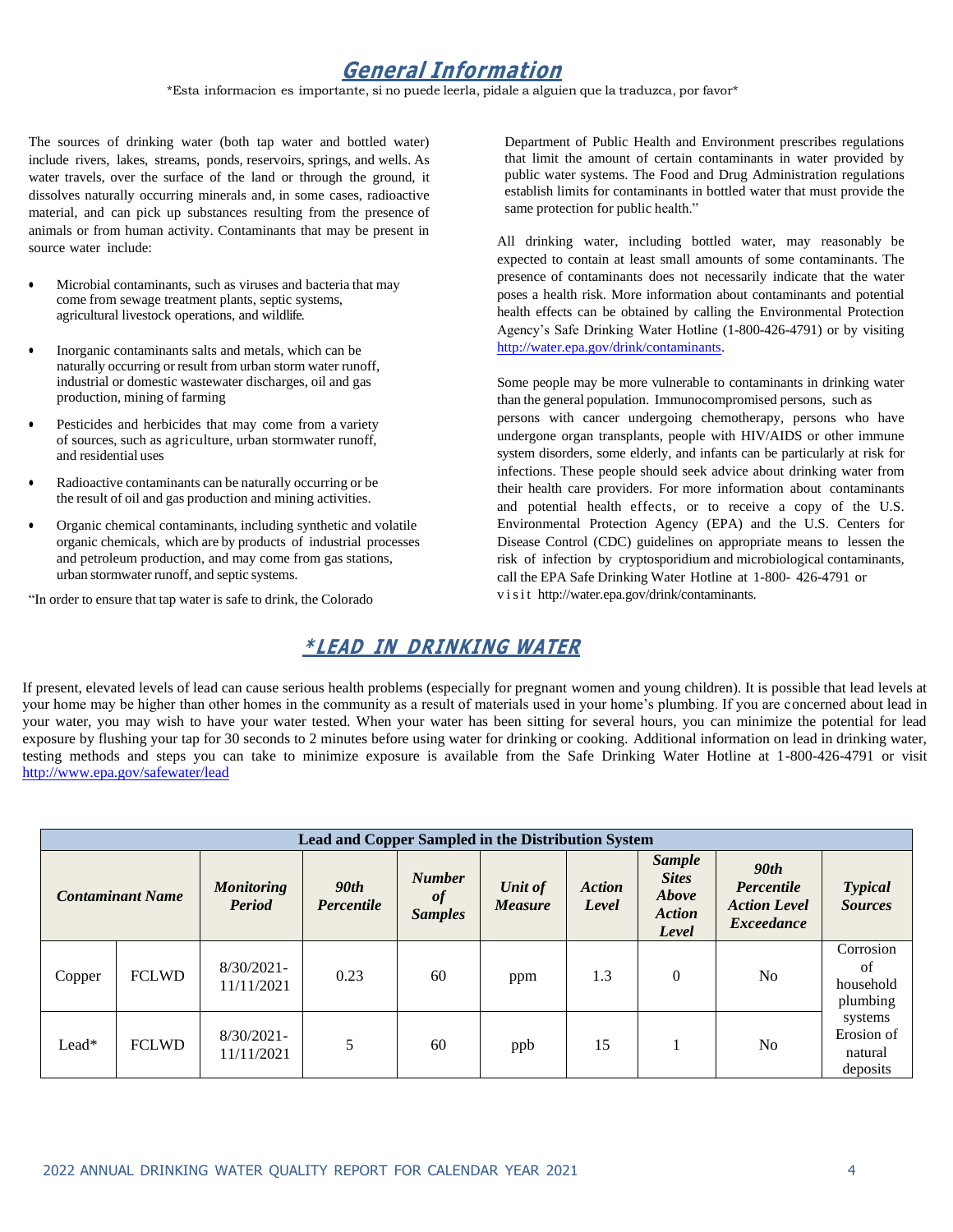## General Information

*Esta informacion es importante, si no puede leerla, pidale a alguien que la traduzca, por favor*

The sources of drinking water (both tap water and bottled water) include rivers, lakes, streams, ponds, reservoirs, springs, and wells. As water travels, over the surface of the land or through the ground, it dissolves naturally occurring minerals and, in some cases, radioactive material, and can pick up substances resulting from the presence of animals or from human activity. Contaminants that may be present in source water include:

- Microbial contaminants, such as viruses and bacteria that may come from sewage treatment plants, septic systems, agricultural livestock operations, and wildlife.
- Inorganic contaminants salts and metals, which can be naturally occurring or result from urban storm water runoff, industrial or domestic wastewater discharges, oil and gas production, mining of farming
- Pesticides and herbicides that may come from a variety of sources, such as agriculture, urban stormwater runoff, and residential uses
- Radioactive contaminants can be naturally occurring or be the result of oil and gas production and mining activities.
- Organic chemical contaminants, including synthetic and volatile organic chemicals, which are by products of industrial processes and petroleum production, and may come from gas stations, urban stormwater runoff, and septic systems.

"In order to ensure that tap water is safe to drink, the Colorado Department of Public Health and Environment prescribes regulations that limit the amount of certain contaminants in water provided by public water systems. The Food and Drug Administration regulations establish limits for contaminants in bottled water that must provide the same protection for public health."

All drinking water, including bottled water, may reasonably be expected to contain at least small amounts of some contaminants. The presence of contaminants does not necessarily indicate that the water poses a health risk. More information about contaminants and potential health effects can be obtained by calling the Environmental Protection Agency's Safe Drinking Water Hotline (1-800-426-4791) or by visiting http://water.epa.gov/drink/contaminants.

Some people may be more vulnerable to contaminants in drinking water than the general population. Immunocompromised persons, such as persons with cancer undergoing chemotherapy, persons who have undergone organ transplants, people with HIV/AIDS or other immune system disorders, some elderly, and infants can be particularly at risk for infections. These people should seek advice about drinking water from their health care providers. For more information about contaminants and potential health effects, or to receive a copy of the U.S. Environmental Protection Agency (EPA) and the U.S. Centers for Disease Control (CDC) guidelines on appropriate means to lessen the risk of infection by cryptosporidium and microbiological contaminants, call the EPA Safe Drinking Water Hotline at 1-800- 426-4791 or visit http://water.epa.gov/drink/contaminants.

## *LEAD IN DRINKING WATER

If present, elevated levels of lead can cause serious health problems (especially for pregnant women and young children). It is possible that lead levels at your home may be higher than other homes in the community as a result of materials used in your home's plumbing. If you are concerned about lead in your water, you may wish to have your water tested. When your water has been sitting for several hours, you can minimize the potential for lead exposure by flushing your tap for 30 seconds to 2 minutes before using water for drinking or cooking. Additional information on lead in drinking water, testing methods and steps you can take to minimize exposure is available from the Safe Drinking Water Hotline at 1-800-426-4791 or visit http://www.epa.gov/safewater/lead

| Lead and Copper Sampled in the Distribution System | | | | | | | | | |
|---|---|---|---|---|---|---|---|---|---|
| ***Contaminant Name*** | | ***Monitoring Period*** | ***90th Percentile*** | ***Number of Samples*** | ***Unit of Measure*** | ***Action Level*** | ***Sample Sites Above Action Level*** | ***90th Percentile Action Level Exceedance*** | ***Typical Sources*** |
| Copper | FCLWD | 8/30/2021-11/11/2021 | 0.23 | 60 | ppm | 1.3 | 0 | No | Corrosion of household plumbing systems Erosion of natural deposits |
| Lead* | FCLWD | 8/30/2021-11/11/2021 | 5 | 60 | ppb | 15 | 1 | No | |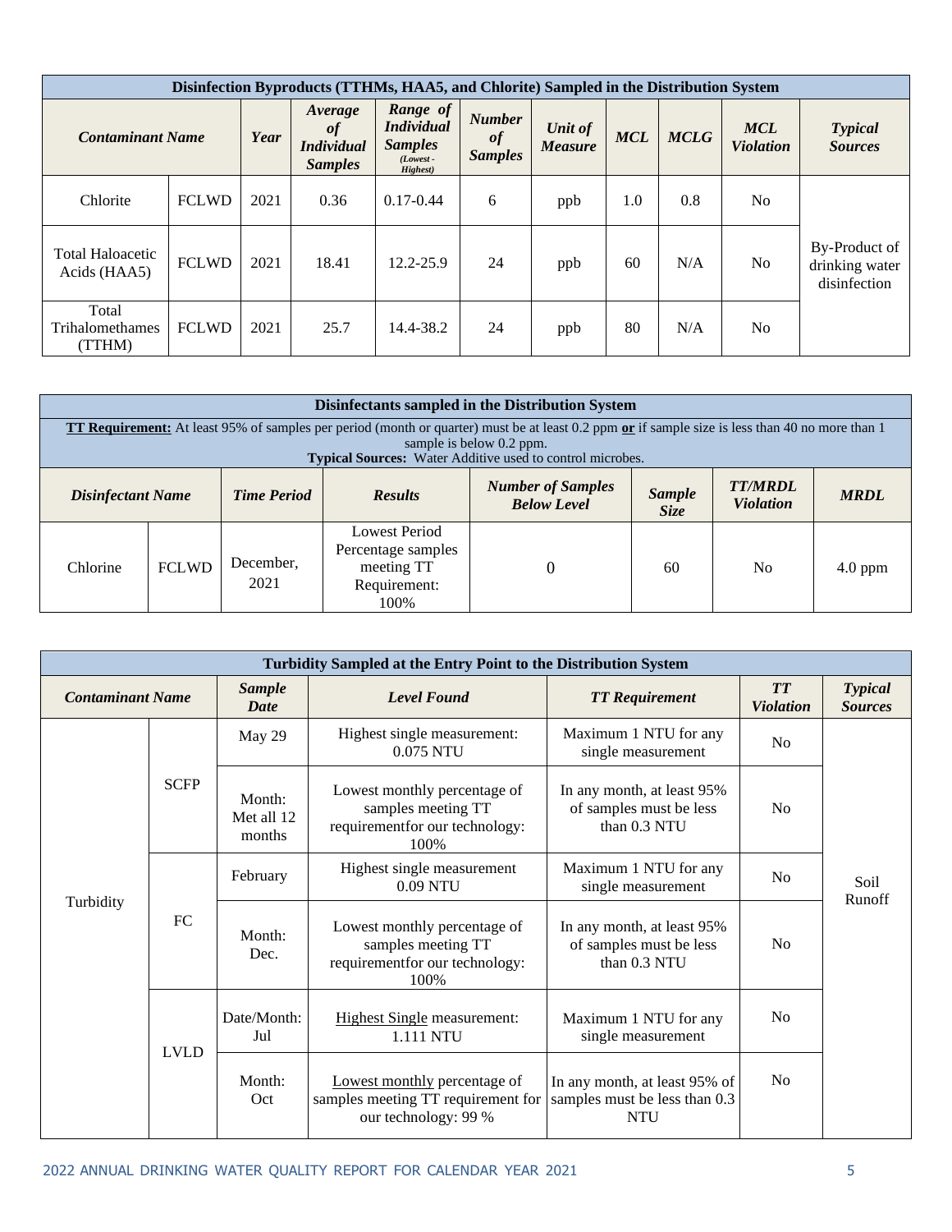| Disinfection Byproducts (TTHMs, HAA5, and Chlorite) Sampled in the Distribution System | | | | | | | | | | |
|---|---|---|---|---|---|---|---|---|---|---|
| ***Contaminant Name*** | | ***Year*** | ***Average of Individual Samples*** | ***Range of Individual Samples*** *(Lowest - Highest)* | ***Number of Samples*** | ***Unit of Measure*** | ***MCL*** | ***MCLG*** | ***MCL Violation*** | ***Typical Sources*** |
| Chlorite | FCLWD | 2021 | 0.36 | 0.17-0.44 | 6 | ppb | 1.0 | 0.8 | No | By-Product of drinking water disinfection |
| Total Haloacetic Acids (HAA5) | FCLWD | 2021 | 18.41 | 12.2-25.9 | 24 | ppb | 60 | N/A | No | |
| Total Trihalomethames (TTHM) | FCLWD | 2021 | 25.7 | 14.4-38.2 | 24 | ppb | 80 | N/A | No | |

| Disinfectants sampled in the Distribution System | | | | | | | |
|---|---|---|---|---|---|---|---|
| **TT Requirement:** At least 95% of samples per period (month or quarter) must be at least 0.2 ppm **or** if sample size is less than 40 no more than 1 sample is below 0.2 ppm. **Typical Sources:** Water Additive used to control microbes. | | | | | | | |
| ***Disinfectant Name*** | | ***Time Period*** | ***Results*** | ***Number of Samples Below Level*** | ***Sample Size*** | ***TT/MRDL Violation*** | ***MRDL*** |
| Chlorine | FCLWD | December, 2021 | Lowest Period Percentage samples meeting TT Requirement: 100% | 0 | 60 | No | 4.0 ppm |

| Turbidity Sampled at the Entry Point to the Distribution System | | | | | | |
|---|---|---|---|---|---|---|
| ***Contaminant Name*** | | ***Sample Date*** | ***Level Found*** | ***TT Requirement*** | ***TT Violation*** | ***Typical Sources*** |
| Turbidity | SCFP | May 29 | Highest single measurement: 0.075 NTU | Maximum 1 NTU for any single measurement | No | Soil Runoff |
| | | Month: Met all 12 months | Lowest monthly percentage of samples meeting TT requirementfor our technology: 100% | In any month, at least 95% of samples must be less than 0.3 NTU | No | |
| | FC | February | Highest single measurement 0.09 NTU | Maximum 1 NTU for any single measurement | No | |
| | | Month: Dec. | Lowest monthly percentage of samples meeting TT requirementfor our technology: 100% | In any month, at least 95% of samples must be less than 0.3 NTU | No | |
| | LVLD | Date/Month: Jul | Highest Single measurement: 1.111 NTU | Maximum 1 NTU for any single measurement | No | |
| | | Month: Oct | Lowest monthly percentage of samples meeting TT requirement for our technology: 99 % | In any month, at least 95% of samples must be less than 0.3 NTU | No | |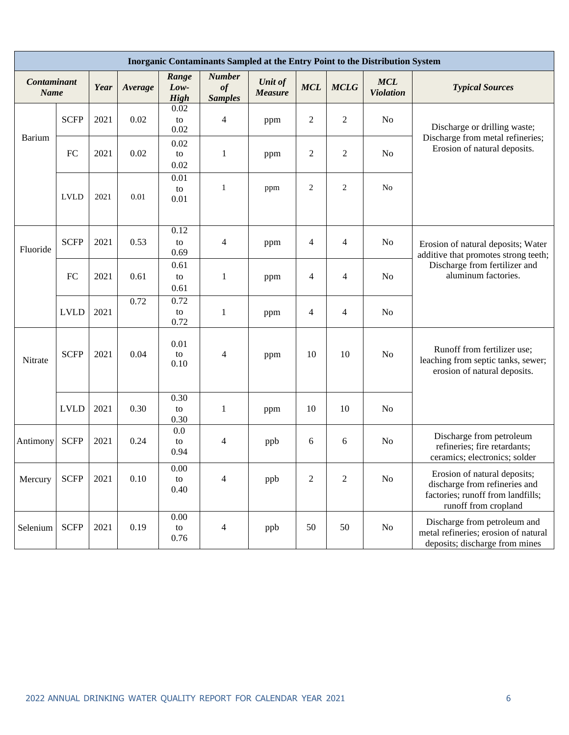| Inorganic Contaminants Sampled at the Entry Point to the Distribution System | | | | | | | | | | |
|---|---|---|---|---|---|---|---|---|---|---|
| ***Contaminant Name*** | | ***Year*** | ***Average*** | ***Range Low-High*** | ***Number of Samples*** | ***Unit of Measure*** | ***MCL*** | ***MCLG*** | ***MCL Violation*** | ***Typical Sources*** |
| Barium | SCFP | 2021 | 0.02 | 0.02 to 0.02 | 4 | ppm | 2 | 2 | No | Discharge or drilling waste; Discharge from metal refineries; Erosion of natural deposits. |
| | FC | 2021 | 0.02 | 0.02 to 0.02 | 1 | ppm | 2 | 2 | No | |
| | LVLD | 2021 | 0.01 | 0.01 to 0.01 | 1 | ppm | 2 | 2 | No | |
| Fluoride | SCFP | 2021 | 0.53 | 0.12 to 0.69 | 4 | ppm | 4 | 4 | No | Erosion of natural deposits; Water additive that promotes strong teeth; Discharge from fertilizer and aluminum factories. |
| | FC | 2021 | 0.61 | 0.61 to 0.61 | 1 | ppm | 4 | 4 | No | |
| | LVLD | 2021 | 0.72 | 0.72 to 0.72 | 1 | ppm | 4 | 4 | No | |
| Nitrate | SCFP | 2021 | 0.04 | 0.01 to 0.10 | 4 | ppm | 10 | 10 | No | Runoff from fertilizer use; leaching from septic tanks, sewer; erosion of natural deposits. |
| | LVLD | 2021 | 0.30 | 0.30 to 0.30 | 1 | ppm | 10 | 10 | No | |
| Antimony | SCFP | 2021 | 0.24 | 0.0 to 0.94 | 4 | ppb | 6 | 6 | No | Discharge from petroleum refineries; fire retardants; ceramics; electronics; solder |
| Mercury | SCFP | 2021 | 0.10 | 0.00 to 0.40 | 4 | ppb | 2 | 2 | No | Erosion of natural deposits; discharge from refineries and factories; runoff from landfills; runoff from cropland |
| Selenium | SCFP | 2021 | 0.19 | 0.00 to 0.76 | 4 | ppb | 50 | 50 | No | Discharge from petroleum and metal refineries; erosion of natural deposits; discharge from mines |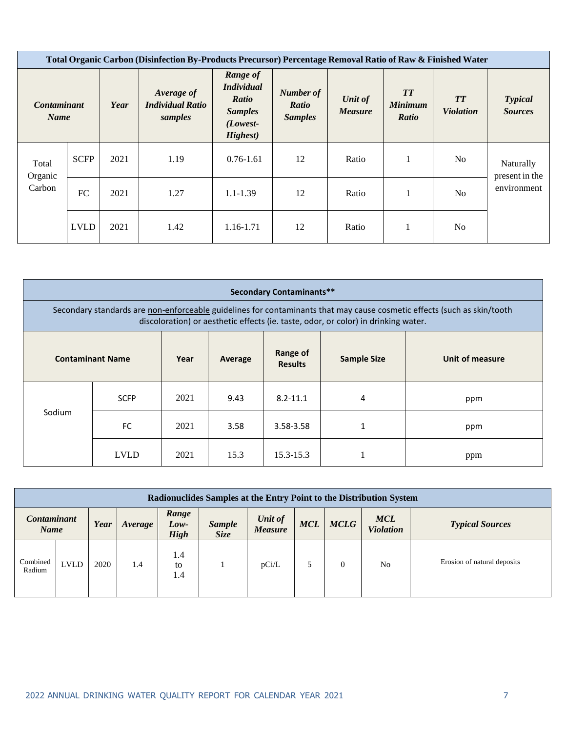| Total Organic Carbon (Disinfection By-Products Precursor) Percentage Removal Ratio of Raw & Finished Water | | | | | | | | | |
|---|---|---|---|---|---|---|---|---|---|
| ***Contaminant Name*** | | ***Year*** | ***Average of Individual Ratio samples*** | ***Range of Individual Ratio Samples (Lowest-Highest)*** | ***Number of Ratio Samples*** | ***Unit of Measure*** | ***TT Minimum Ratio*** | ***TT Violation*** | ***Typical Sources*** |
| Total Organic Carbon | SCFP | 2021 | 1.19 | 0.76-1.61 | 12 | Ratio | 1 | No | Naturally present in the environment |
| | FC | 2021 | 1.27 | 1.1-1.39 | 12 | Ratio | 1 | No | |
| | LVLD | 2021 | 1.42 | 1.16-1.71 | 12 | Ratio | 1 | No | |

| **Secondary Contaminants**** | | | | | | |
|---|---|---|---|---|---|---|
| Secondary standards are non-enforceable guidelines for contaminants that may cause cosmetic effects (such as skin/tooth discoloration) or aesthetic effects (ie. taste, odor, or color) in drinking water. | | | | | | |
| **Contaminant Name** | | **Year** | **Average** | **Range of Results** | **Sample Size** | **Unit of measure** |
| Sodium | SCFP | 2021 | 9.43 | 8.2-11.1 | 4 | ppm |
| | FC | 2021 | 3.58 | 3.58-3.58 | 1 | ppm |
| | LVLD | 2021 | 15.3 | 15.3-15.3 | 1 | ppm |

| Radionuclides Samples at the Entry Point to the Distribution System | | | | | | | | | | |
|---|---|---|---|---|---|---|---|---|---|---|
| ***Contaminant Name*** | | ***Year*** | ***Average*** | ***Range Low-High*** | ***Sample Size*** | ***Unit of Measure*** | ***MCL*** | ***MCLG*** | ***MCL Violation*** | ***Typical Sources*** |
| Combined Radium | LVLD | 2020 | 1.4 | 1.4 to 1.4 | 1 | pCi/L | 5 | 0 | No | Erosion of natural deposits |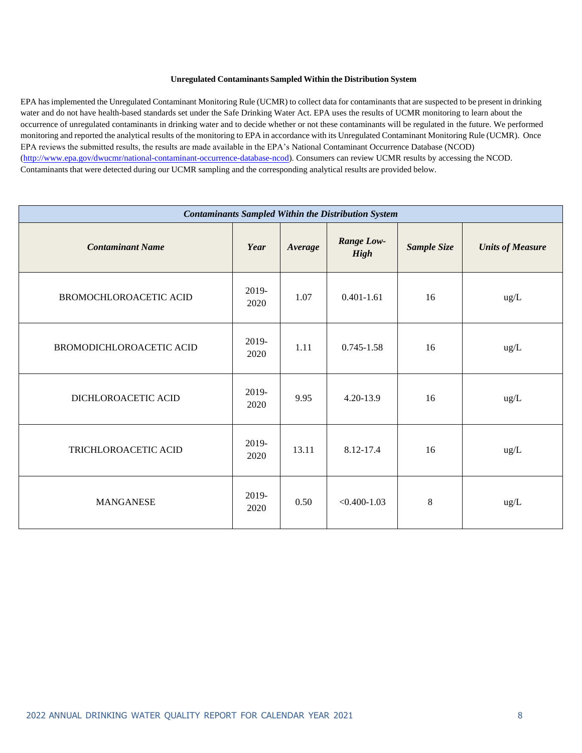### Unregulated Contaminants Sampled Within the Distribution System

EPA has implemented the Unregulated Contaminant Monitoring Rule (UCMR) to collect data for contaminants that are suspected to be present in drinking water and do not have health-based standards set under the Safe Drinking Water Act. EPA uses the results of UCMR monitoring to learn about the occurrence of unregulated contaminants in drinking water and to decide whether or not these contaminants will be regulated in the future. We performed monitoring and reported the analytical results of the monitoring to EPA in accordance with its Unregulated Contaminant Monitoring Rule (UCMR). Once EPA reviews the submitted results, the results are made available in the EPA's National Contaminant Occurrence Database (NCOD) (http://www.epa.gov/dwucmr/national-contaminant-occurrence-database-ncod). Consumers can review UCMR results by accessing the NCOD. Contaminants that were detected during our UCMR sampling and the corresponding analytical results are provided below.

| ***Contaminants Sampled Within the Distribution System*** | | | | | |
|---|---|---|---|---|---|
| ***Contaminant Name*** | ***Year*** | ***Average*** | ***Range Low-High*** | ***Sample Size*** | ***Units of Measure*** |
| BROMOCHLOROACETIC ACID | 2019-2020 | 1.07 | 0.401-1.61 | 16 | ug/L |
| BROMODICHLOROACETIC ACID | 2019-2020 | 1.11 | 0.745-1.58 | 16 | ug/L |
| DICHLOROACETIC ACID | 2019-2020 | 9.95 | 4.20-13.9 | 16 | ug/L |
| TRICHLOROACETIC ACID | 2019-2020 | 13.11 | 8.12-17.4 | 16 | ug/L |
| MANGANESE | 2019-2020 | 0.50 | <0.400-1.03 | 8 | ug/L |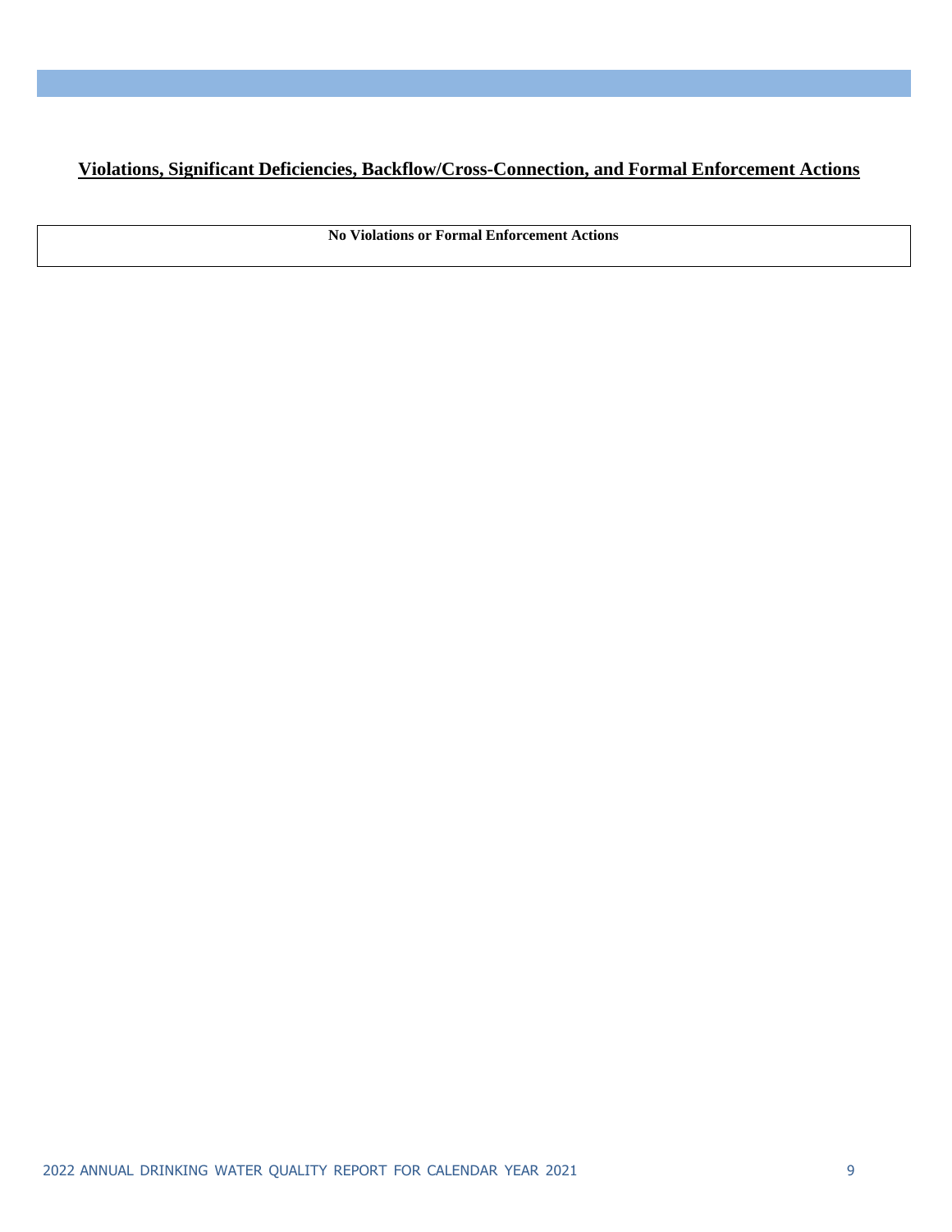## Violations, Significant Deficiencies, Backflow/Cross-Connection, and Formal Enforcement Actions

| |
|---|
| **No Violations or Formal Enforcement Actions** |